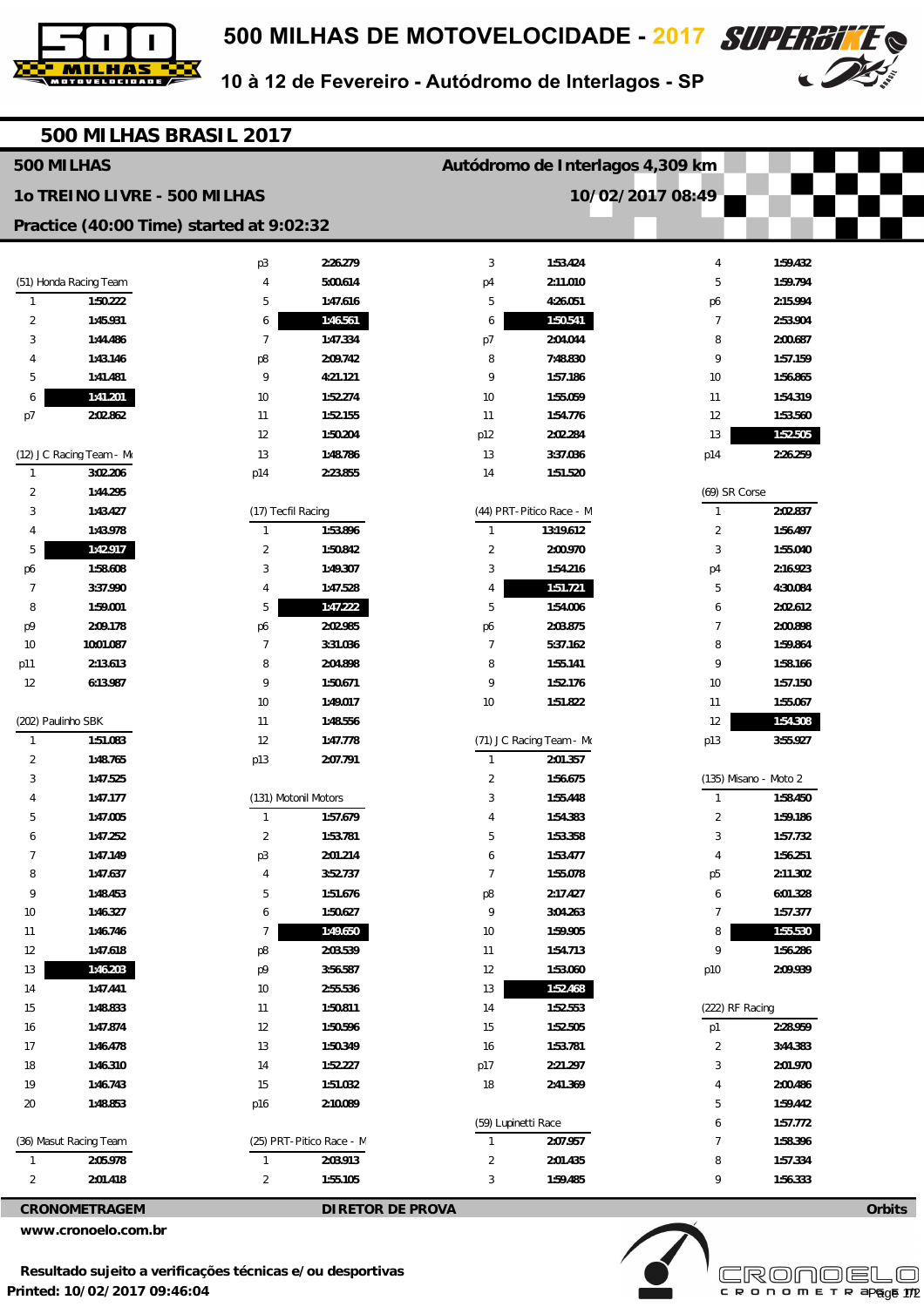# 500 MILHAS DE MOTOVELOCIDADE - 2017

10 à 12 de Fevereiro - Autódromo de Interlagos - SP

## 500 MILHAS BRASIL 2017

**500 MILHAS** — **Autódromo de Interlagos 4,309 km**

**1o TREINO LIVRE - 500 MILHAS** — **10/02/2017 08:49**

**Practice (40:00 Time) started at 9:02:32**

### (51) Honda Racing Team

| Lap | Time |
|---|---|
| 1 | 1:50.222 |
| 2 | 1:45.931 |
| 3 | 1:44.486 |
| 4 | 1:43.146 |
| 5 | 1:41.481 |
| 6 | **1:41.201** |
| p7 | 2:02.862 |

### (12) J C Racing Team - M

| Lap | Time |
|---|---|
| 1 | 3:02.206 |
| 2 | 1:44.295 |
| 3 | 1:43.427 |
| 4 | 1:43.978 |
| 5 | **1:42.917** |
| p6 | 1:58.608 |
| 7 | 3:37.990 |
| 8 | 1:59.001 |
| p9 | 2:09.178 |
| 10 | 10:01.087 |
| p11 | 2:13.613 |
| 12 | 6:13.987 |

### (202) Paulinho SBK

| Lap | Time |
|---|---|
| 1 | 1:51.083 |
| 2 | 1:48.765 |
| 3 | 1:47.525 |
| 4 | 1:47.177 |
| 5 | 1:47.005 |
| 6 | 1:47.252 |
| 7 | 1:47.149 |
| 8 | 1:47.637 |
| 9 | 1:48.453 |
| 10 | 1:46.327 |
| 11 | 1:46.746 |
| 12 | 1:47.618 |
| 13 | **1:46.203** |
| 14 | 1:47.441 |
| 15 | 1:48.833 |
| 16 | 1:47.874 |
| 17 | 1:46.478 |
| 18 | 1:46.310 |
| 19 | 1:46.743 |
| 20 | 1:48.853 |

### (36) Masut Racing Team

| Lap | Time |
|---|---|
| 1 | 2:05.978 |
| 2 | 2:01.418 |
| p3 | 2:26.279 |
| 4 | 5:00.614 |
| 5 | 1:47.616 |
| 6 | **1:46.561** |
| 7 | 1:47.334 |
| p8 | 2:09.742 |
| 9 | 4:21.121 |
| 10 | 1:52.274 |
| 11 | 1:52.155 |
| 12 | 1:50.204 |
| 13 | 1:48.786 |
| p14 | 2:23.855 |

### (17) Tecfil Racing

| Lap | Time |
|---|---|
| 1 | 1:53.896 |
| 2 | 1:50.842 |
| 3 | 1:49.307 |
| 4 | 1:47.528 |
| 5 | **1:47.222** |
| p6 | 2:02.985 |
| 7 | 3:31.036 |
| 8 | 2:04.898 |
| 9 | 1:50.671 |
| 10 | 1:49.017 |
| 11 | 1:48.556 |
| 12 | 1:47.778 |
| p13 | 2:07.791 |

### (131) Motonil Motors

| Lap | Time |
|---|---|
| 1 | 1:57.679 |
| 2 | 1:53.781 |
| p3 | 2:01.214 |
| 4 | 3:52.737 |
| 5 | 1:51.676 |
| 6 | 1:50.627 |
| 7 | **1:49.650** |
| p8 | 2:03.539 |
| p9 | 3:56.587 |
| 10 | 2:55.536 |
| 11 | 1:50.811 |
| 12 | 1:50.596 |
| 13 | 1:50.349 |
| 14 | 1:52.227 |
| 15 | 1:51.032 |
| p16 | 2:10.089 |

### (25) PRT-Pitico Race - M

| Lap | Time |
|---|---|
| 1 | 2:03.913 |
| 2 | 1:55.105 |
| 3 | 1:53.424 |
| p4 | 2:11.010 |
| 5 | 4:26.051 |
| 6 | **1:50.541** |
| p7 | 2:04.044 |
| 8 | 7:48.830 |
| 9 | 1:57.186 |
| 10 | 1:55.059 |
| 11 | 1:54.776 |
| p12 | 2:02.284 |
| 13 | 3:37.036 |
| 14 | 1:51.520 |

### (44) PRT-Pitico Race - M

| Lap | Time |
|---|---|
| 1 | 13:19.612 |
| 2 | 2:00.970 |
| 3 | 1:54.216 |
| 4 | **1:51.721** |
| 5 | 1:54.006 |
| p6 | 2:03.875 |
| 7 | 5:37.162 |
| 8 | 1:55.141 |
| 9 | 1:52.176 |
| 10 | 1:51.822 |

### (71) J C Racing Team - M

| Lap | Time |
|---|---|
| 1 | 2:01.357 |
| 2 | 1:56.675 |
| 3 | 1:55.448 |
| 4 | 1:54.383 |
| 5 | 1:53.358 |
| 6 | 1:53.477 |
| 7 | 1:55.078 |
| p8 | 2:17.427 |
| 9 | 3:04.263 |
| 10 | 1:59.905 |
| 11 | 1:54.713 |
| 12 | 1:53.060 |
| 13 | **1:52.468** |
| 14 | 1:52.553 |
| 15 | 1:52.505 |
| 16 | 1:53.781 |
| p17 | 2:21.297 |
| 18 | 2:41.369 |

### (59) Lupinetti Race

| Lap | Time |
|---|---|
| 1 | 2:07.957 |
| 2 | 2:01.435 |
| 3 | 1:59.485 |
| 4 | 1:59.432 |
| 5 | 1:59.794 |
| p6 | 2:15.994 |
| 7 | 2:53.904 |
| 8 | 2:00.687 |
| 9 | 1:57.159 |
| 10 | 1:56.865 |
| 11 | 1:54.319 |
| 12 | 1:53.560 |
| 13 | **1:52.505** |
| p14 | 2:26.259 |

### (69) SR Corse

| Lap | Time |
|---|---|
| 1 | 2:02.837 |
| 2 | 1:56.497 |
| 3 | 1:55.040 |
| p4 | 2:16.923 |
| 5 | 4:30.084 |
| 6 | 2:02.612 |
| 7 | 2:00.898 |
| 8 | 1:59.864 |
| 9 | 1:58.166 |
| 10 | 1:57.150 |
| 11 | 1:55.067 |
| 12 | **1:54.308** |
| p13 | 3:55.927 |

### (135) Misano - Moto 2

| Lap | Time |
|---|---|
| 1 | 1:58.450 |
| 2 | 1:59.186 |
| 3 | 1:57.732 |
| 4 | 1:56.251 |
| p5 | 2:11.302 |
| 6 | 6:01.328 |
| 7 | 1:57.377 |
| 8 | **1:55.530** |
| 9 | 1:56.286 |
| p10 | 2:09.939 |

### (222) RF Racing

| Lap | Time |
|---|---|
| p1 | 2:28.959 |
| 2 | 3:44.383 |
| 3 | 2:01.970 |
| 4 | 2:00.486 |
| 5 | 1:59.442 |
| 6 | 1:57.772 |
| 7 | 1:58.396 |
| 8 | 1:57.334 |
| 9 | 1:56.333 |

**CRONOMETRAGEM** — **DIRETOR DE PROVA** — **Orbits**

**www.cronoelo.com.br**

**Resultado sujeito a verificações técnicas e/ou desportivas**

**Printed: 10/02/2017 09:46:04**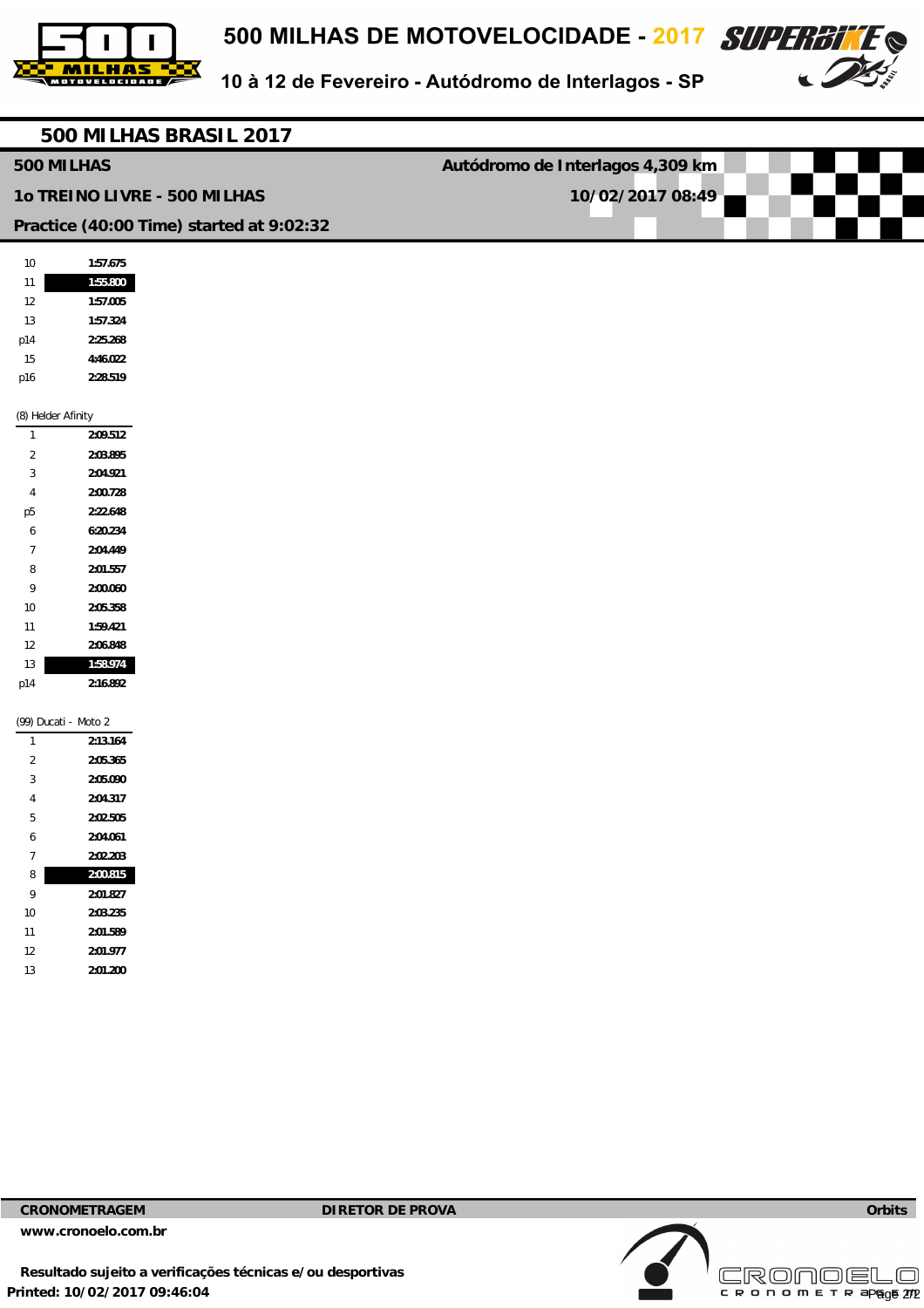# 500 MILHAS BRASIL 2017

**500 MILHAS** — **Autódromo de Interlagos 4,309 km**

**1o TREINO LIVRE - 500 MILHAS** — **10/02/2017 08:49**

**Practice (40:00 Time) started at 9:02:32**

| | |
|---|---|
| 10 | 1:57.675 |
| 11 | **1:55.800** |
| 12 | 1:57.005 |
| 13 | 1:57.324 |
| p14 | 2:25.268 |
| 15 | 4:46.022 |
| p16 | 2:28.519 |

(8) Helder Afinity

| | |
|---|---|
| 1 | 2:09.512 |
| 2 | 2:03.895 |
| 3 | 2:04.921 |
| 4 | 2:00.728 |
| p5 | 2:22.648 |
| 6 | 6:20.234 |
| 7 | 2:04.449 |
| 8 | 2:01.557 |
| 9 | 2:00.060 |
| 10 | 2:05.358 |
| 11 | 1:59.421 |
| 12 | 2:06.848 |
| 13 | **1:58.974** |
| p14 | 2:16.892 |

(99) Ducati - Moto 2

| | |
|---|---|
| 1 | 2:13.164 |
| 2 | 2:05.365 |
| 3 | 2:05.090 |
| 4 | 2:04.317 |
| 5 | 2:02.505 |
| 6 | 2:04.061 |
| 7 | 2:02.203 |
| 8 | **2:00.815** |
| 9 | 2:01.827 |
| 10 | 2:03.235 |
| 11 | 2:01.589 |
| 12 | 2:01.977 |
| 13 | 2:01.200 |

**CRONOMETRAGEM** **DIRETOR DE PROVA** **Orbits**

**www.cronoelo.com.br**

**Resultado sujeito a verificações técnicas e/ou desportivas**

**Printed: 10/02/2017 09:46:04**